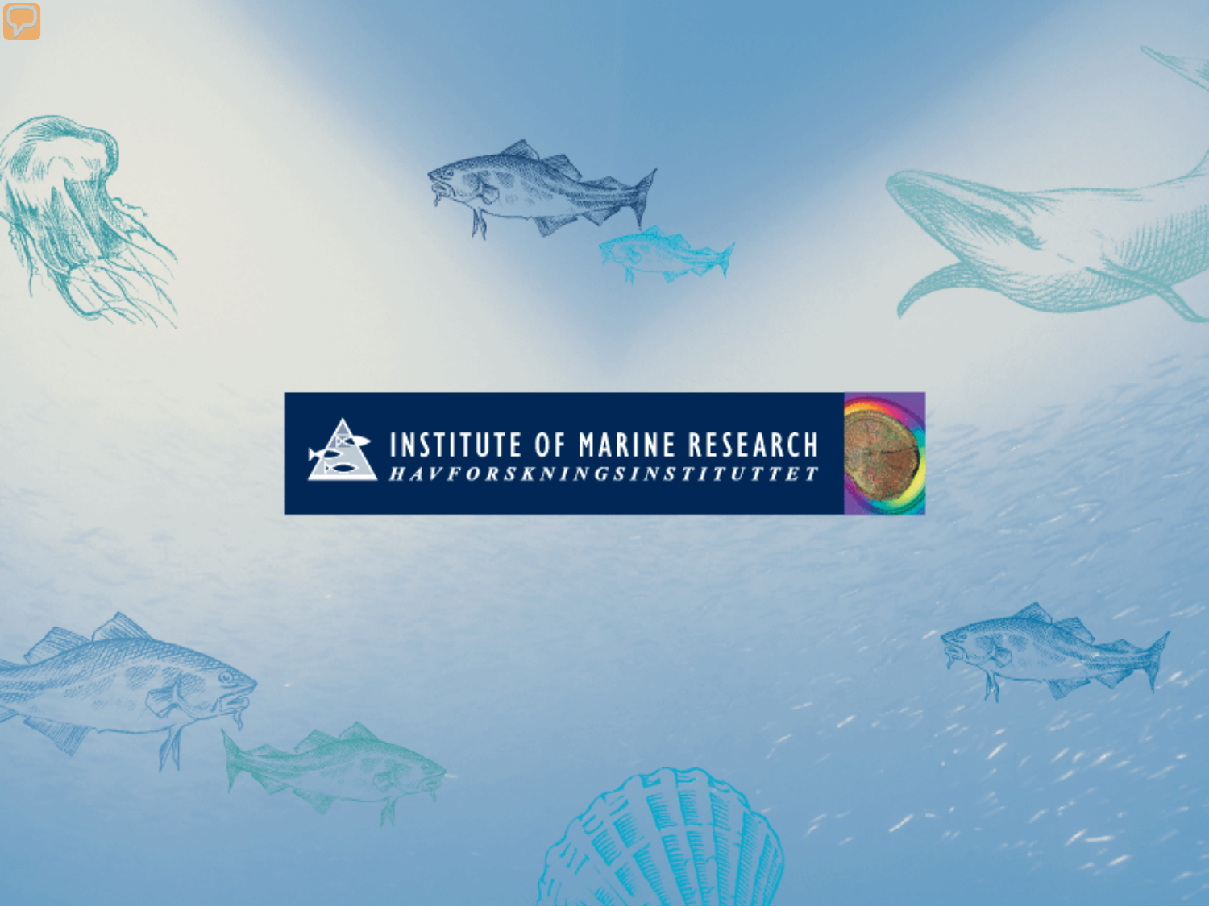INSTITUTE OF MARINE RESEARCH

HAVFORSKNINGSINSTITUTTET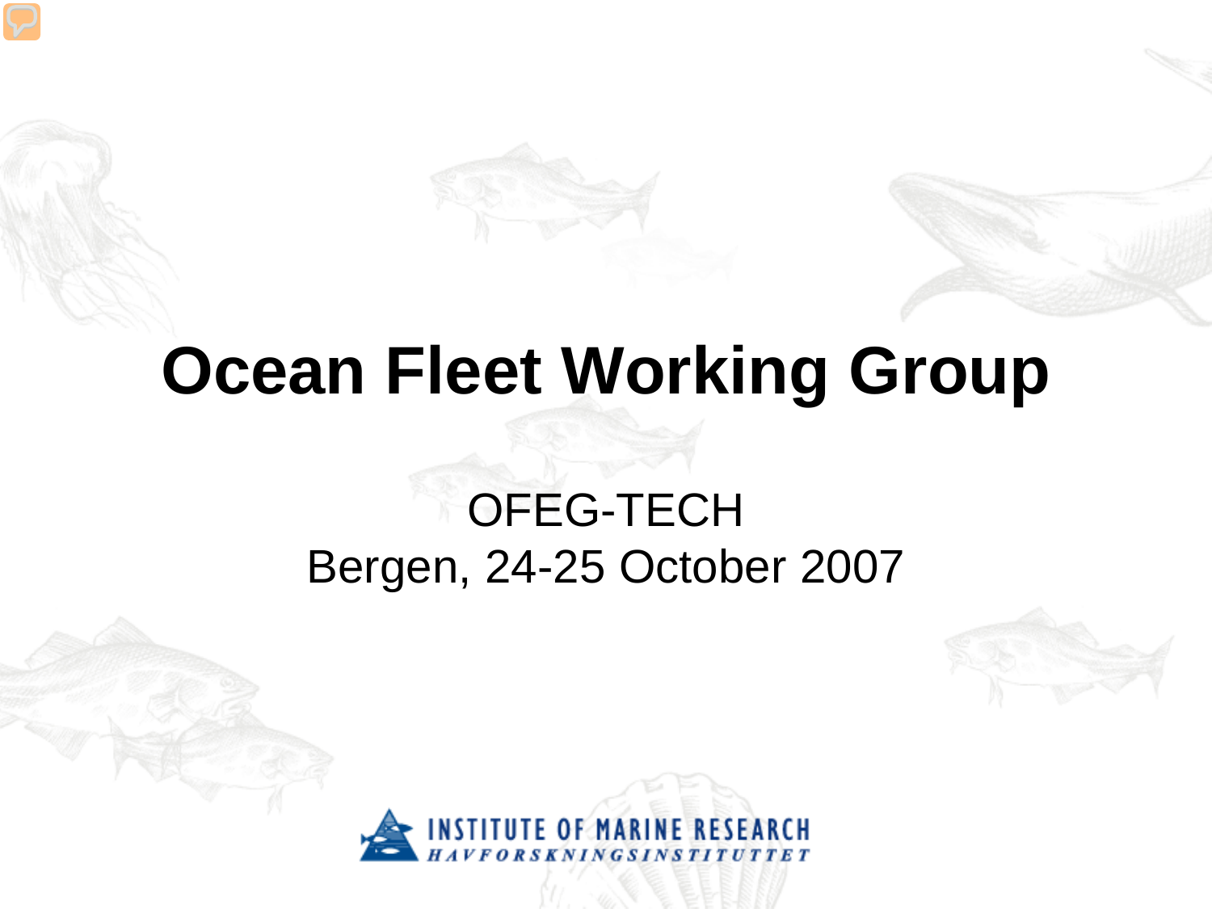# Ocean Fleet Working Group

OFEG-TECH
Bergen, 24-25 October 2007

INSTITUTE OF MARINE RESEARCH
HAVFORSKNINGSINSTITUTTET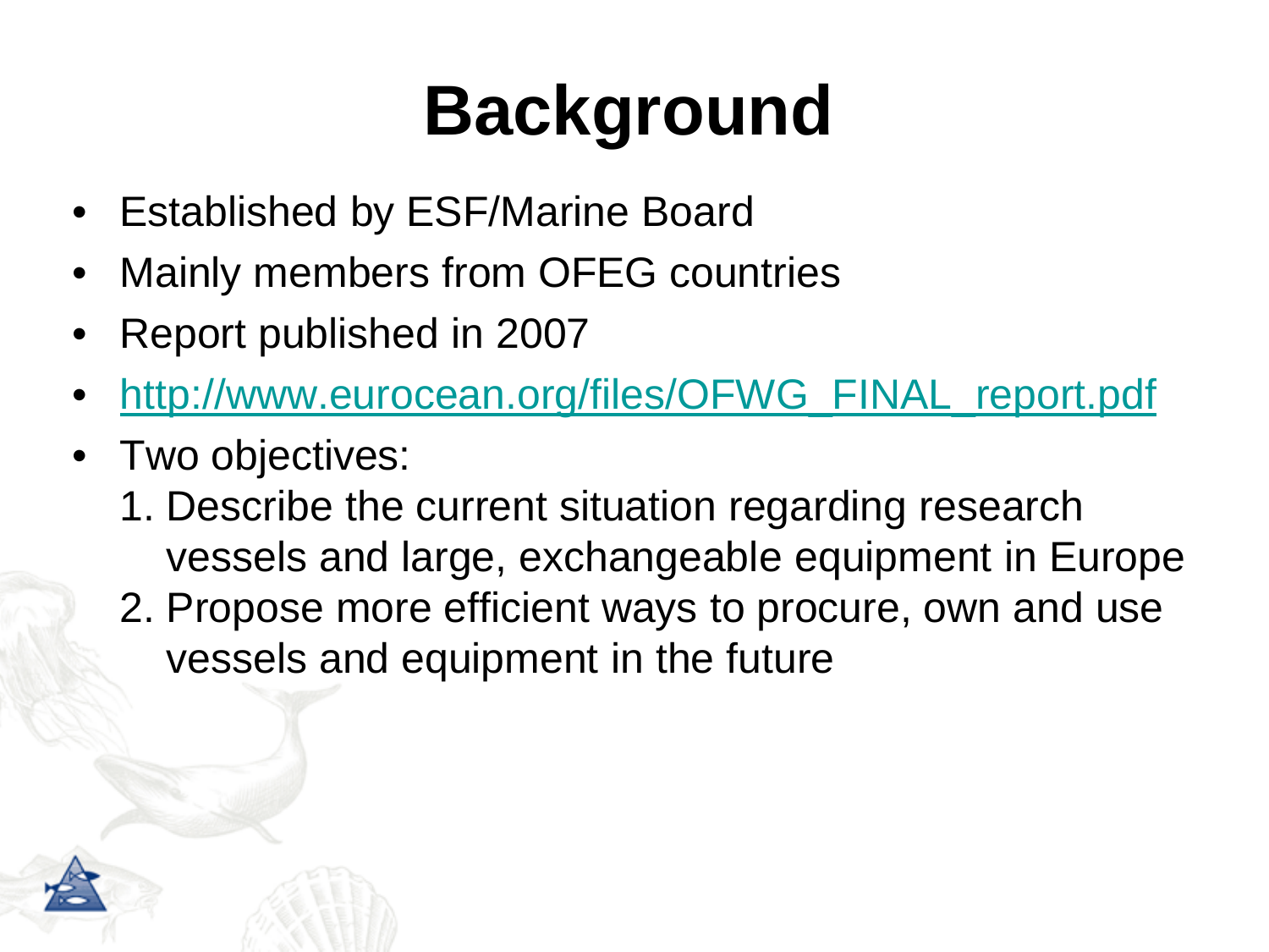# Background

- Established by ESF/Marine Board
- Mainly members from OFEG countries
- Report published in 2007
- [http://www.eurocean.org/files/OFWG_FINAL_report.pdf](http://www.eurocean.org/files/OFWG_FINAL_report.pdf)
- Two objectives:
  1. Describe the current situation regarding research vessels and large, exchangeable equipment in Europe
  2. Propose more efficient ways to procure, own and use vessels and equipment in the future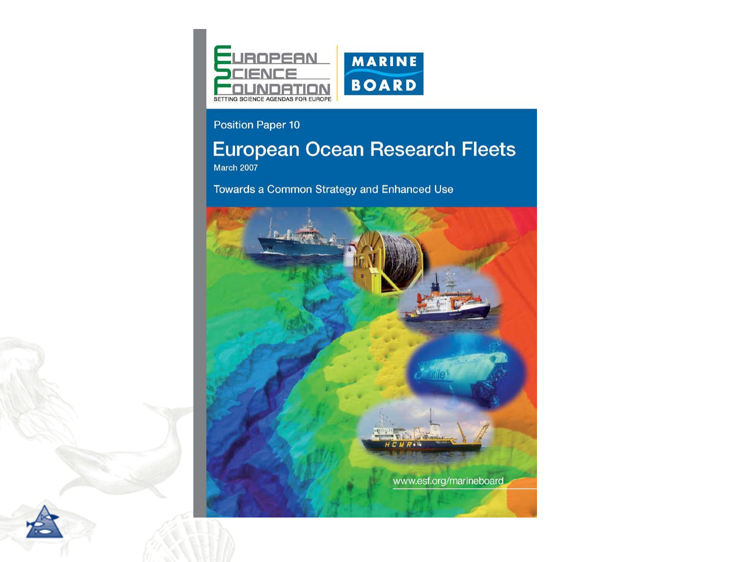EUROPEAN SCIENCE FOUNDATION

SETTING SCIENCE AGENDAS FOR EUROPE

MARINE BOARD

Position Paper 10

# European Ocean Research Fleets

March 2007

Towards a Common Strategy and Enhanced Use

www.esf.org/marineboard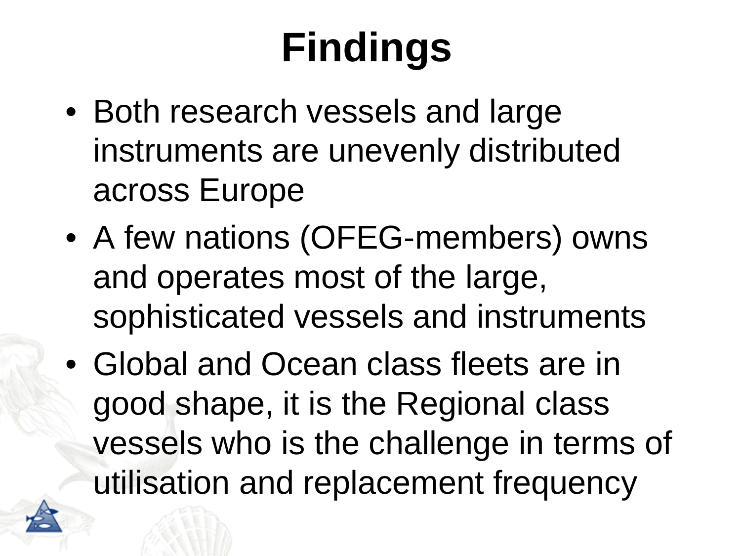# Findings

- Both research vessels and large instruments are unevenly distributed across Europe
- A few nations (OFEG-members) owns and operates most of the large, sophisticated vessels and instruments
- Global and Ocean class fleets are in good shape, it is the Regional class vessels who is the challenge in terms of utilisation and replacement frequency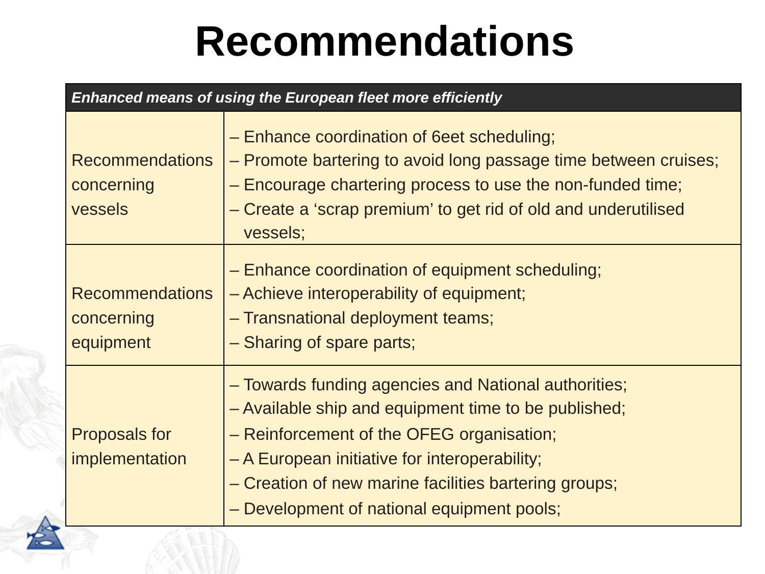# Recommendations

| *Enhanced means of using the European fleet more efficiently* | |
|---|---|
| Recommendations concerning vessels | – Enhance coordination of 6eet scheduling;<br>– Promote bartering to avoid long passage time between cruises;<br>– Encourage chartering process to use the non-funded time;<br>– Create a 'scrap premium' to get rid of old and underutilised vessels; |
| Recommendations concerning equipment | – Enhance coordination of equipment scheduling;<br>– Achieve interoperability of equipment;<br>– Transnational deployment teams;<br>– Sharing of spare parts; |
| Proposals for implementation | – Towards funding agencies and National authorities;<br>– Available ship and equipment time to be published;<br>– Reinforcement of the OFEG organisation;<br>– A European initiative for interoperability;<br>– Creation of new marine facilities bartering groups;<br>– Development of national equipment pools; |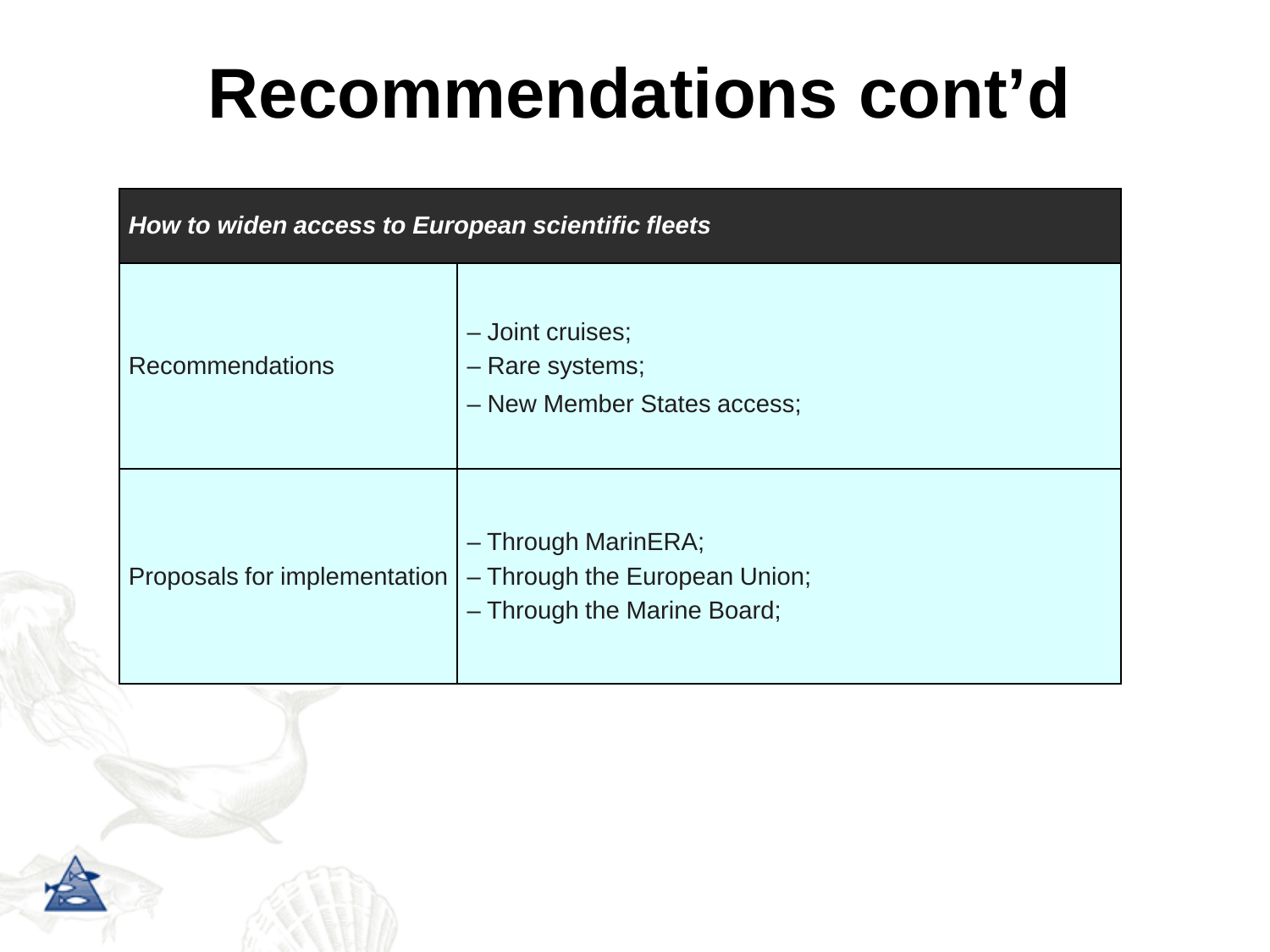# Recommendations cont'd

| *How to widen access to European scientific fleets* | |
|---|---|
| Recommendations | – Joint cruises;<br>– Rare systems;<br>– New Member States access; |
| Proposals for implementation | – Through MarinERA;<br>– Through the European Union;<br>– Through the Marine Board; |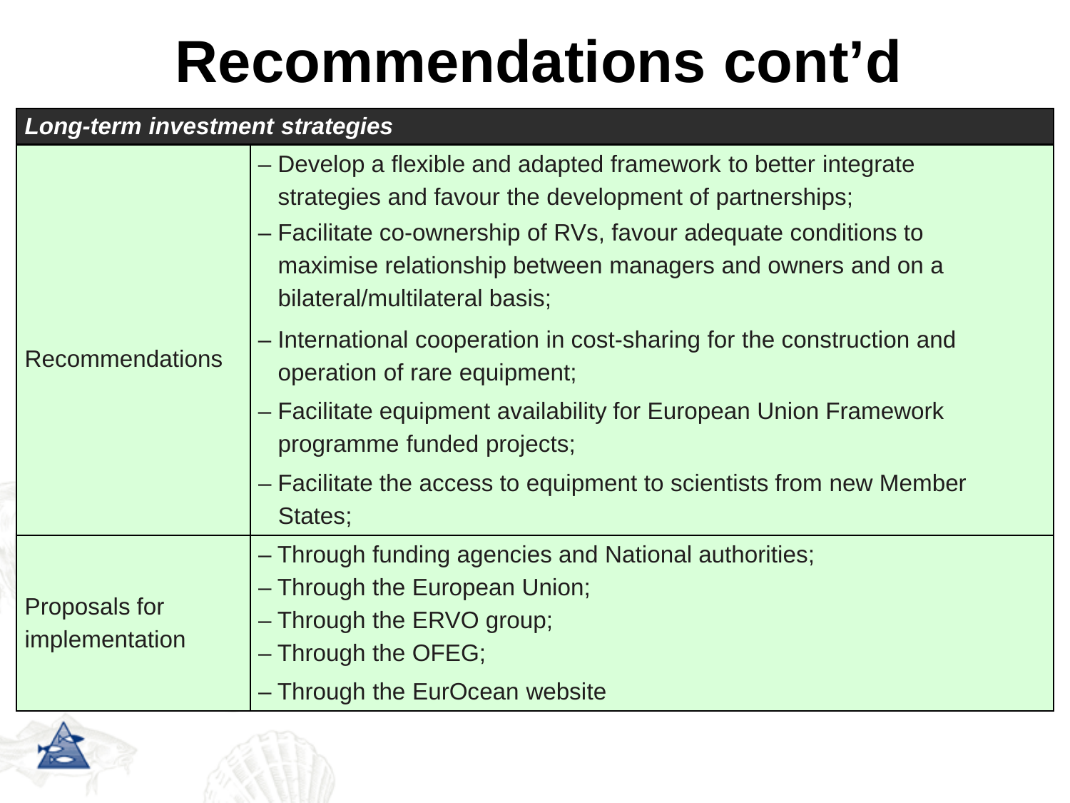# Recommendations cont'd

| *Long-term investment strategies* | |
|---|---|
| Recommendations | – Develop a flexible and adapted framework to better integrate strategies and favour the development of partnerships;<br>– Facilitate co-ownership of RVs, favour adequate conditions to maximise relationship between managers and owners and on a bilateral/multilateral basis;<br>– International cooperation in cost-sharing for the construction and operation of rare equipment;<br>– Facilitate equipment availability for European Union Framework programme funded projects;<br>– Facilitate the access to equipment to scientists from new Member States; |
| Proposals for implementation | – Through funding agencies and National authorities;<br>– Through the European Union;<br>– Through the ERVO group;<br>– Through the OFEG;<br>– Through the EurOcean website |